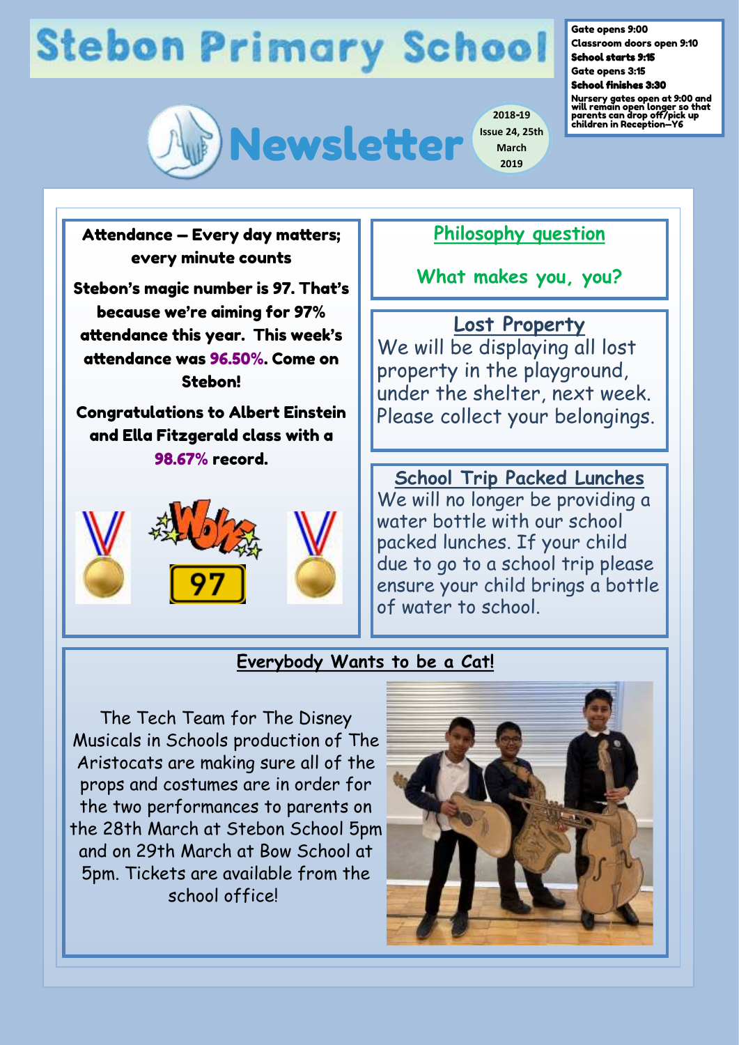# Stebon Primary School

**Gate opens 9:00**
**Classroom doors open 9:10**
**School starts 9:15**
**Gate opens 3:15**
**School finishes 3:30**
**Nursery gates open at 9:00 and will remain open longer so that parents can drop off/pick up children in Reception—Y6**

# Newsletter

2018-19
Issue 24, 25th March 2019

## Attendance – Every day matters; every minute counts

**Stebon's magic number is 97. That's because we're aiming for 97% attendance this year. This week's attendance was 96.50%. Come on Stebon!**

**Congratulations to Albert Einstein and Ella Fitzgerald class with a 98.67% record.**

## Philosophy question

What makes you, you?

## Lost Property

We will be displaying all lost property in the playground, under the shelter, next week. Please collect your belongings.

## School Trip Packed Lunches

We will no longer be providing a water bottle with our school packed lunches. If your child due to go to a school trip please ensure your child brings a bottle of water to school.

## Everybody Wants to be a Cat!

The Tech Team for The Disney Musicals in Schools production of The Aristocats are making sure all of the props and costumes are in order for the two performances to parents on the 28th March at Stebon School 5pm and on 29th March at Bow School at 5pm. Tickets are available from the school office!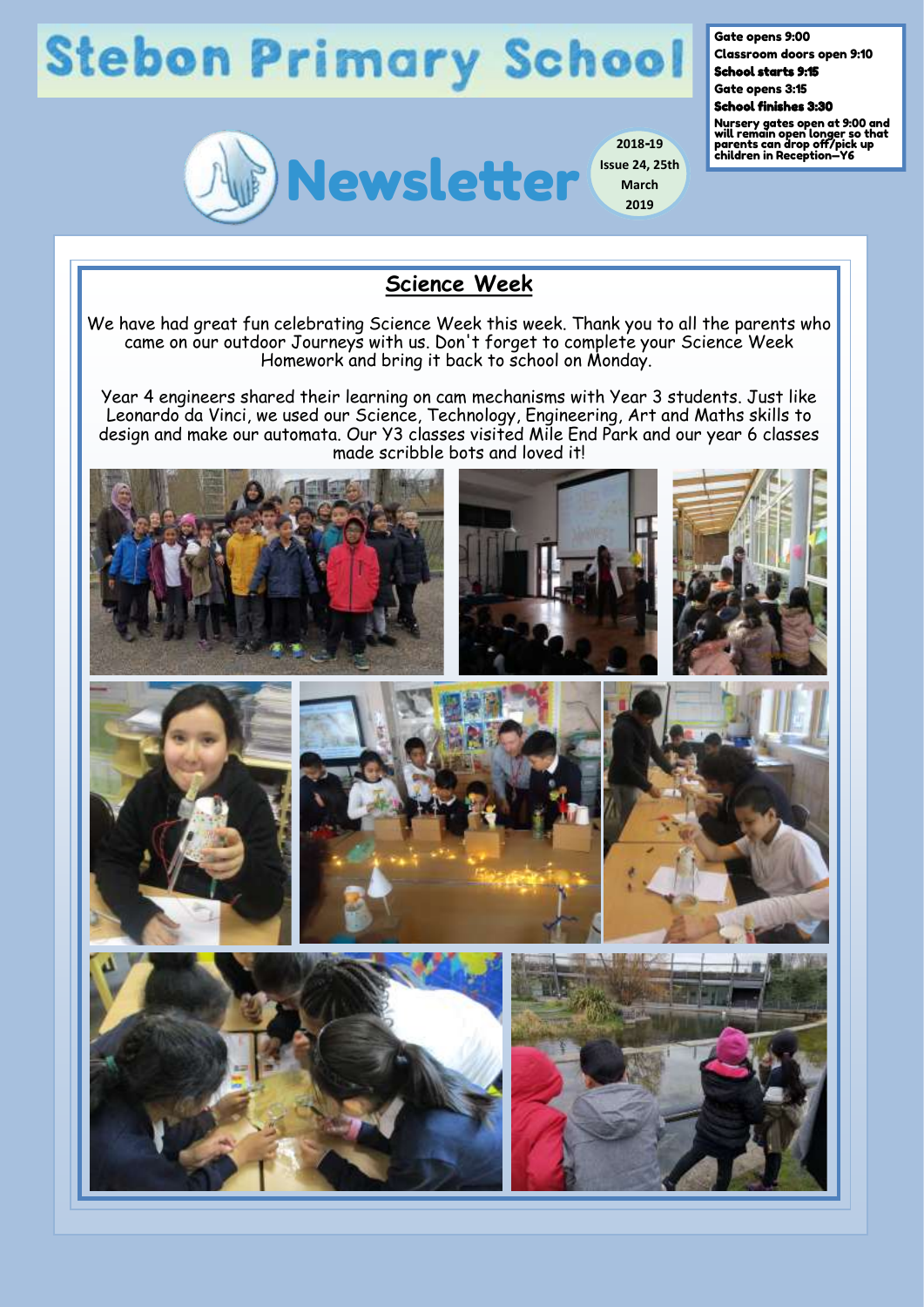# Stebon Primary School

Gate opens 9:00
Classroom doors open 9:10
**School starts 9:15**
Gate opens 3:15
**School finishes 3:30**
Nursery gates open at 9:00 and will remain open longer so that parents can drop off/pick up children in Reception—Y6

## Newsletter

2018-19
Issue 24, 25th March 2019

## Science Week

We have had great fun celebrating Science Week this week. Thank you to all the parents who came on our outdoor Journeys with us. Don't forget to complete your Science Week Homework and bring it back to school on Monday.

Year 4 engineers shared their learning on cam mechanisms with Year 3 students. Just like Leonardo da Vinci, we used our Science, Technology, Engineering, Art and Maths skills to design and make our automata. Our Y3 classes visited Mile End Park and our year 6 classes made scribble bots and loved it!